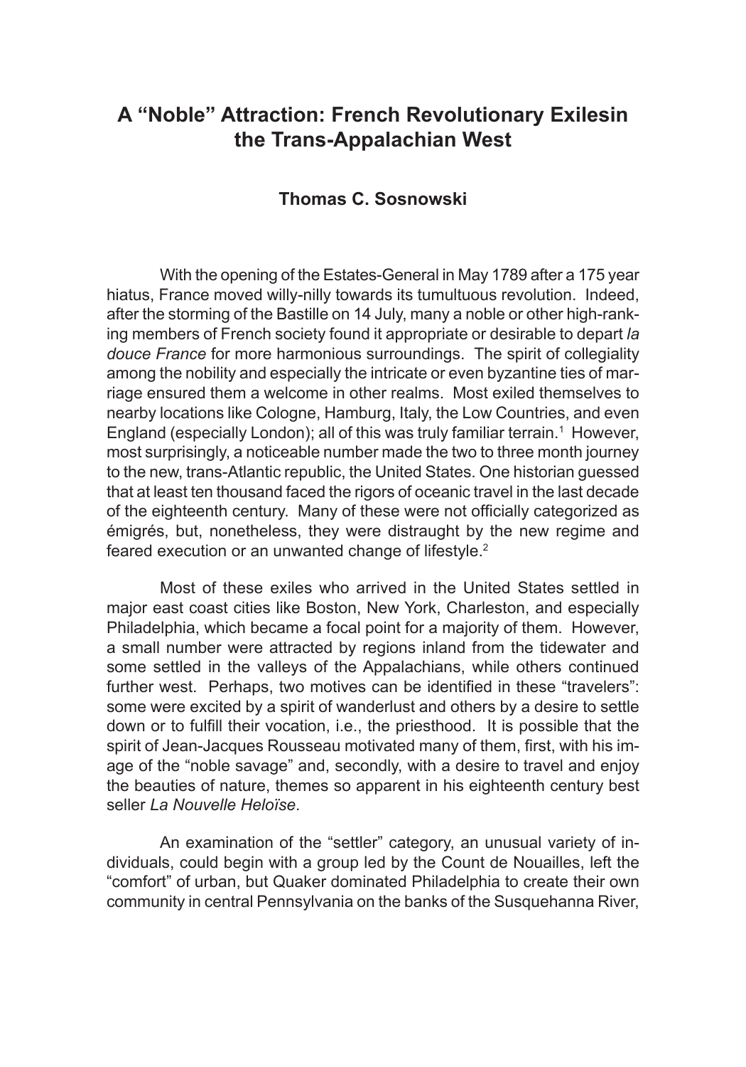# A "Noble" Attraction: French Revolutionary Exilesin the Trans-Appalachian West

### Thomas C. Sosnowski

With the opening of the Estates-General in May 1789 after a 175 year hiatus, France moved willy-nilly towards its tumultuous revolution. Indeed, after the storming of the Bastille on 14 July, many a noble or other high-ranking members of French society found it appropriate or desirable to depart *la douce France* for more harmonious surroundings. The spirit of collegiality among the nobility and especially the intricate or even byzantine ties of marriage ensured them a welcome in other realms. Most exiled themselves to nearby locations like Cologne, Hamburg, Italy, the Low Countries, and even England (especially London); all of this was truly familiar terrain.[1] However, most surprisingly, a noticeable number made the two to three month journey to the new, trans-Atlantic republic, the United States. One historian guessed that at least ten thousand faced the rigors of oceanic travel in the last decade of the eighteenth century. Many of these were not officially categorized as émigrés, but, nonetheless, they were distraught by the new regime and feared execution or an unwanted change of lifestyle.[2]

Most of these exiles who arrived in the United States settled in major east coast cities like Boston, New York, Charleston, and especially Philadelphia, which became a focal point for a majority of them. However, a small number were attracted by regions inland from the tidewater and some settled in the valleys of the Appalachians, while others continued further west. Perhaps, two motives can be identified in these "travelers": some were excited by a spirit of wanderlust and others by a desire to settle down or to fulfill their vocation, i.e., the priesthood. It is possible that the spirit of Jean-Jacques Rousseau motivated many of them, first, with his image of the "noble savage" and, secondly, with a desire to travel and enjoy the beauties of nature, themes so apparent in his eighteenth century best seller *La Nouvelle Heloïse*.

An examination of the "settler" category, an unusual variety of individuals, could begin with a group led by the Count de Nouailles, left the "comfort" of urban, but Quaker dominated Philadelphia to create their own community in central Pennsylvania on the banks of the Susquehanna River,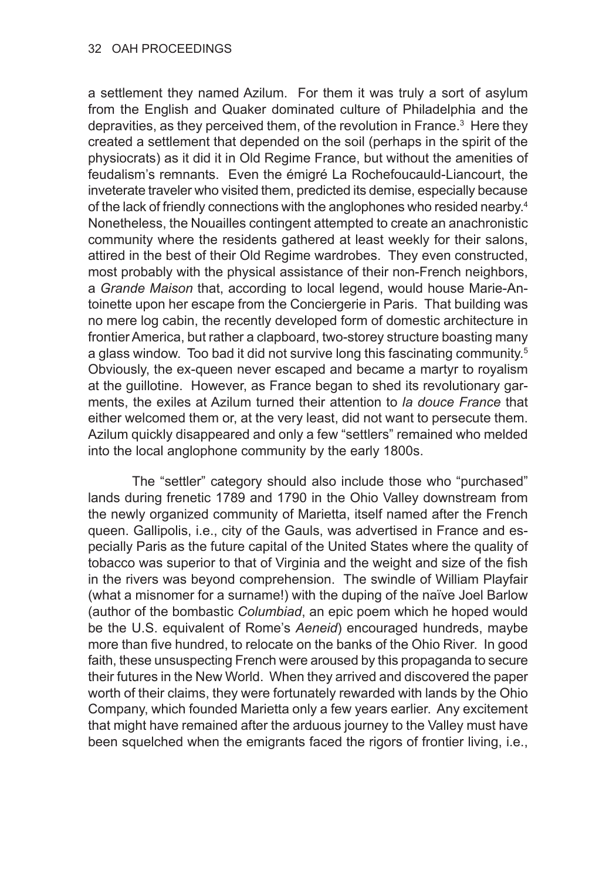a settlement they named Azilum. For them it was truly a sort of asylum from the English and Quaker dominated culture of Philadelphia and the depravities, as they perceived them, of the revolution in France.[3] Here they created a settlement that depended on the soil (perhaps in the spirit of the physiocrats) as it did it in Old Regime France, but without the amenities of feudalism's remnants. Even the émigré La Rochefoucauld-Liancourt, the inveterate traveler who visited them, predicted its demise, especially because of the lack of friendly connections with the anglophones who resided nearby.[4] Nonetheless, the Nouailles contingent attempted to create an anachronistic community where the residents gathered at least weekly for their salons, attired in the best of their Old Regime wardrobes. They even constructed, most probably with the physical assistance of their non-French neighbors, a *Grande Maison* that, according to local legend, would house Marie-Antoinette upon her escape from the Conciergerie in Paris. That building was no mere log cabin, the recently developed form of domestic architecture in frontier America, but rather a clapboard, two-storey structure boasting many a glass window. Too bad it did not survive long this fascinating community.[5] Obviously, the ex-queen never escaped and became a martyr to royalism at the guillotine. However, as France began to shed its revolutionary garments, the exiles at Azilum turned their attention to *la douce France* that either welcomed them or, at the very least, did not want to persecute them. Azilum quickly disappeared and only a few "settlers" remained who melded into the local anglophone community by the early 1800s.

The "settler" category should also include those who "purchased" lands during frenetic 1789 and 1790 in the Ohio Valley downstream from the newly organized community of Marietta, itself named after the French queen. Gallipolis, i.e., city of the Gauls, was advertised in France and especially Paris as the future capital of the United States where the quality of tobacco was superior to that of Virginia and the weight and size of the fish in the rivers was beyond comprehension. The swindle of William Playfair (what a misnomer for a surname!) with the duping of the naïve Joel Barlow (author of the bombastic *Columbiad*, an epic poem which he hoped would be the U.S. equivalent of Rome's *Aeneid*) encouraged hundreds, maybe more than five hundred, to relocate on the banks of the Ohio River. In good faith, these unsuspecting French were aroused by this propaganda to secure their futures in the New World. When they arrived and discovered the paper worth of their claims, they were fortunately rewarded with lands by the Ohio Company, which founded Marietta only a few years earlier. Any excitement that might have remained after the arduous journey to the Valley must have been squelched when the emigrants faced the rigors of frontier living, i.e.,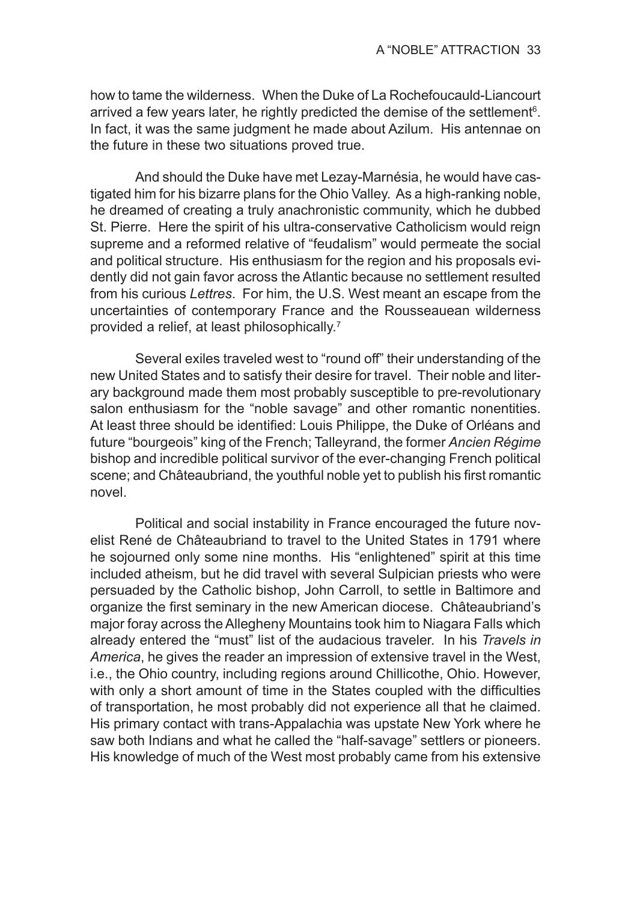how to tame the wilderness. When the Duke of La Rochefoucauld-Liancourt arrived a few years later, he rightly predicted the demise of the settlement[6]. In fact, it was the same judgment he made about Azilum. His antennae on the future in these two situations proved true.

And should the Duke have met Lezay-Marnésia, he would have castigated him for his bizarre plans for the Ohio Valley. As a high-ranking noble, he dreamed of creating a truly anachronistic community, which he dubbed St. Pierre. Here the spirit of his ultra-conservative Catholicism would reign supreme and a reformed relative of "feudalism" would permeate the social and political structure. His enthusiasm for the region and his proposals evidently did not gain favor across the Atlantic because no settlement resulted from his curious *Lettres*. For him, the U.S. West meant an escape from the uncertainties of contemporary France and the Rousseauean wilderness provided a relief, at least philosophically.[7]

Several exiles traveled west to "round off" their understanding of the new United States and to satisfy their desire for travel. Their noble and literary background made them most probably susceptible to pre-revolutionary salon enthusiasm for the "noble savage" and other romantic nonentities. At least three should be identified: Louis Philippe, the Duke of Orléans and future "bourgeois" king of the French; Talleyrand, the former *Ancien Régime* bishop and incredible political survivor of the ever-changing French political scene; and Châteaubriand, the youthful noble yet to publish his first romantic novel.

Political and social instability in France encouraged the future novelist René de Châteaubriand to travel to the United States in 1791 where he sojourned only some nine months. His "enlightened" spirit at this time included atheism, but he did travel with several Sulpician priests who were persuaded by the Catholic bishop, John Carroll, to settle in Baltimore and organize the first seminary in the new American diocese. Châteaubriand's major foray across the Allegheny Mountains took him to Niagara Falls which already entered the "must" list of the audacious traveler. In his *Travels in America*, he gives the reader an impression of extensive travel in the West, i.e., the Ohio country, including regions around Chillicothe, Ohio. However, with only a short amount of time in the States coupled with the difficulties of transportation, he most probably did not experience all that he claimed. His primary contact with trans-Appalachia was upstate New York where he saw both Indians and what he called the "half-savage" settlers or pioneers. His knowledge of much of the West most probably came from his extensive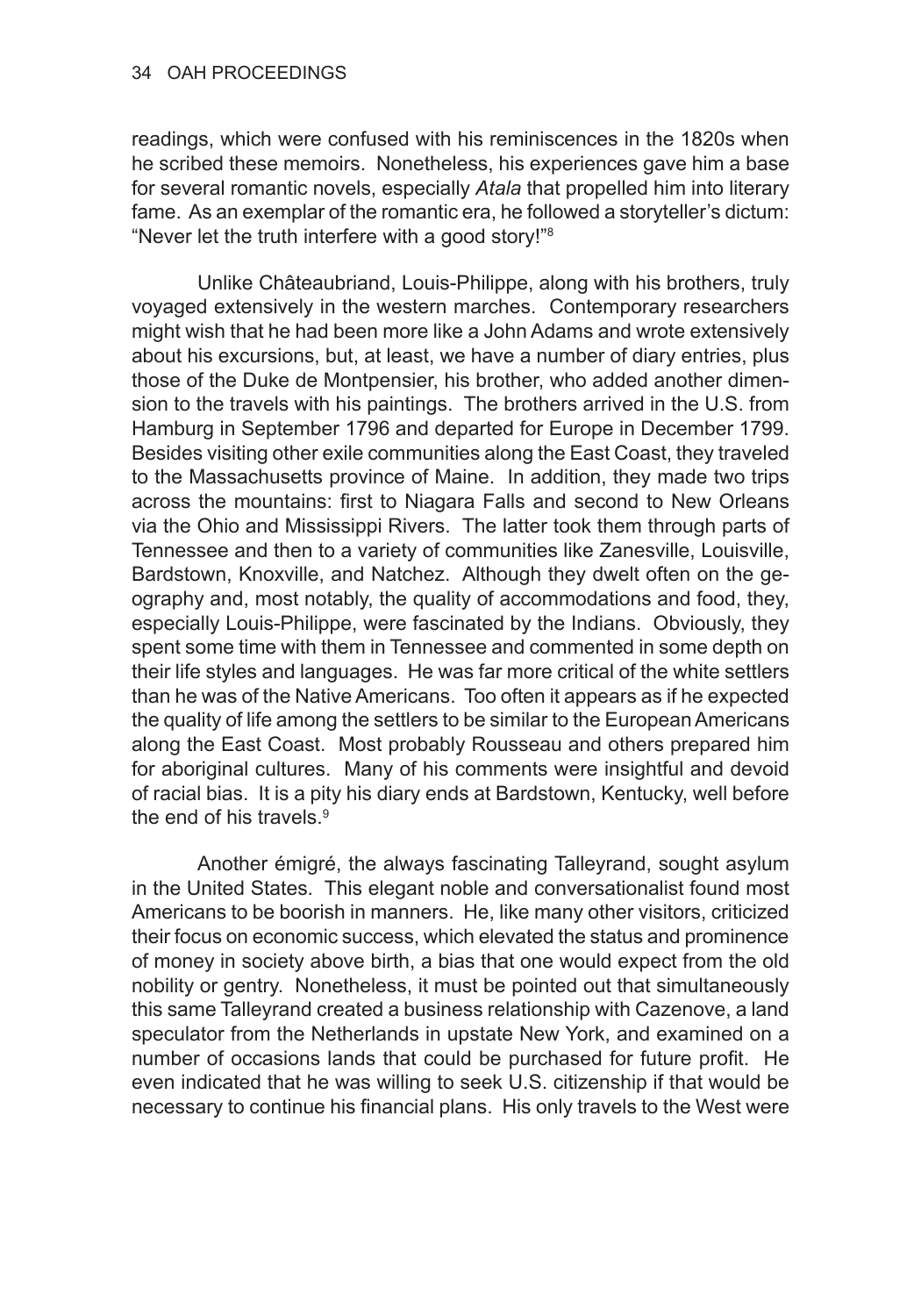readings, which were confused with his reminiscences in the 1820s when he scribed these memoirs. Nonetheless, his experiences gave him a base for several romantic novels, especially *Atala* that propelled him into literary fame. As an exemplar of the romantic era, he followed a storyteller's dictum: "Never let the truth interfere with a good story!"[8]

Unlike Châteaubriand, Louis-Philippe, along with his brothers, truly voyaged extensively in the western marches. Contemporary researchers might wish that he had been more like a John Adams and wrote extensively about his excursions, but, at least, we have a number of diary entries, plus those of the Duke de Montpensier, his brother, who added another dimension to the travels with his paintings. The brothers arrived in the U.S. from Hamburg in September 1796 and departed for Europe in December 1799. Besides visiting other exile communities along the East Coast, they traveled to the Massachusetts province of Maine. In addition, they made two trips across the mountains: first to Niagara Falls and second to New Orleans via the Ohio and Mississippi Rivers. The latter took them through parts of Tennessee and then to a variety of communities like Zanesville, Louisville, Bardstown, Knoxville, and Natchez. Although they dwelt often on the geography and, most notably, the quality of accommodations and food, they, especially Louis-Philippe, were fascinated by the Indians. Obviously, they spent some time with them in Tennessee and commented in some depth on their life styles and languages. He was far more critical of the white settlers than he was of the Native Americans. Too often it appears as if he expected the quality of life among the settlers to be similar to the European Americans along the East Coast. Most probably Rousseau and others prepared him for aboriginal cultures. Many of his comments were insightful and devoid of racial bias. It is a pity his diary ends at Bardstown, Kentucky, well before the end of his travels.[9]

Another émigré, the always fascinating Talleyrand, sought asylum in the United States. This elegant noble and conversationalist found most Americans to be boorish in manners. He, like many other visitors, criticized their focus on economic success, which elevated the status and prominence of money in society above birth, a bias that one would expect from the old nobility or gentry. Nonetheless, it must be pointed out that simultaneously this same Talleyrand created a business relationship with Cazenove, a land speculator from the Netherlands in upstate New York, and examined on a number of occasions lands that could be purchased for future profit. He even indicated that he was willing to seek U.S. citizenship if that would be necessary to continue his financial plans. His only travels to the West were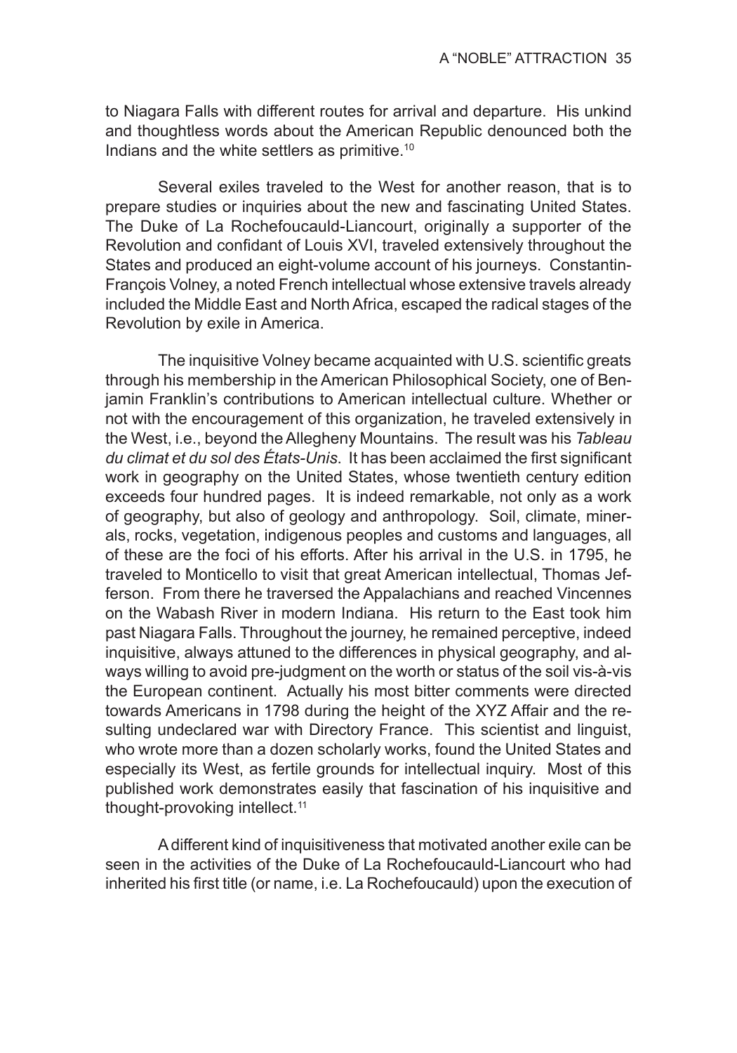to Niagara Falls with different routes for arrival and departure. His unkind and thoughtless words about the American Republic denounced both the Indians and the white settlers as primitive.[10]

Several exiles traveled to the West for another reason, that is to prepare studies or inquiries about the new and fascinating United States. The Duke of La Rochefoucauld-Liancourt, originally a supporter of the Revolution and confidant of Louis XVI, traveled extensively throughout the States and produced an eight-volume account of his journeys. Constantin-François Volney, a noted French intellectual whose extensive travels already included the Middle East and North Africa, escaped the radical stages of the Revolution by exile in America.

The inquisitive Volney became acquainted with U.S. scientific greats through his membership in the American Philosophical Society, one of Benjamin Franklin's contributions to American intellectual culture. Whether or not with the encouragement of this organization, he traveled extensively in the West, i.e., beyond the Allegheny Mountains. The result was his *Tableau du climat et du sol des États-Unis*. It has been acclaimed the first significant work in geography on the United States, whose twentieth century edition exceeds four hundred pages. It is indeed remarkable, not only as a work of geography, but also of geology and anthropology. Soil, climate, minerals, rocks, vegetation, indigenous peoples and customs and languages, all of these are the foci of his efforts. After his arrival in the U.S. in 1795, he traveled to Monticello to visit that great American intellectual, Thomas Jefferson. From there he traversed the Appalachians and reached Vincennes on the Wabash River in modern Indiana. His return to the East took him past Niagara Falls. Throughout the journey, he remained perceptive, indeed inquisitive, always attuned to the differences in physical geography, and always willing to avoid pre-judgment on the worth or status of the soil vis-à-vis the European continent. Actually his most bitter comments were directed towards Americans in 1798 during the height of the XYZ Affair and the resulting undeclared war with Directory France. This scientist and linguist, who wrote more than a dozen scholarly works, found the United States and especially its West, as fertile grounds for intellectual inquiry. Most of this published work demonstrates easily that fascination of his inquisitive and thought-provoking intellect.[11]

A different kind of inquisitiveness that motivated another exile can be seen in the activities of the Duke of La Rochefoucauld-Liancourt who had inherited his first title (or name, i.e. La Rochefoucauld) upon the execution of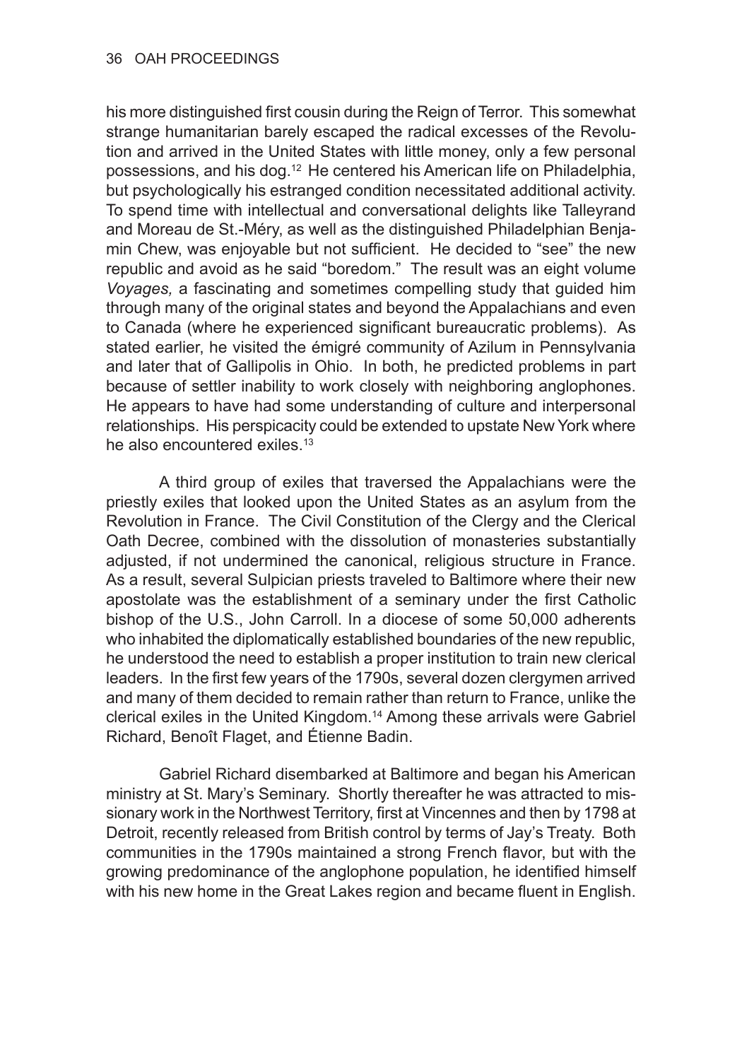his more distinguished first cousin during the Reign of Terror. This somewhat strange humanitarian barely escaped the radical excesses of the Revolution and arrived in the United States with little money, only a few personal possessions, and his dog.[12] He centered his American life on Philadelphia, but psychologically his estranged condition necessitated additional activity. To spend time with intellectual and conversational delights like Talleyrand and Moreau de St.-Méry, as well as the distinguished Philadelphian Benjamin Chew, was enjoyable but not sufficient. He decided to "see" the new republic and avoid as he said "boredom." The result was an eight volume *Voyages,* a fascinating and sometimes compelling study that guided him through many of the original states and beyond the Appalachians and even to Canada (where he experienced significant bureaucratic problems). As stated earlier, he visited the émigré community of Azilum in Pennsylvania and later that of Gallipolis in Ohio. In both, he predicted problems in part because of settler inability to work closely with neighboring anglophones. He appears to have had some understanding of culture and interpersonal relationships. His perspicacity could be extended to upstate New York where he also encountered exiles.[13]

A third group of exiles that traversed the Appalachians were the priestly exiles that looked upon the United States as an asylum from the Revolution in France. The Civil Constitution of the Clergy and the Clerical Oath Decree, combined with the dissolution of monasteries substantially adjusted, if not undermined the canonical, religious structure in France. As a result, several Sulpician priests traveled to Baltimore where their new apostolate was the establishment of a seminary under the first Catholic bishop of the U.S., John Carroll. In a diocese of some 50,000 adherents who inhabited the diplomatically established boundaries of the new republic, he understood the need to establish a proper institution to train new clerical leaders. In the first few years of the 1790s, several dozen clergymen arrived and many of them decided to remain rather than return to France, unlike the clerical exiles in the United Kingdom.[14] Among these arrivals were Gabriel Richard, Benoît Flaget, and Étienne Badin.

Gabriel Richard disembarked at Baltimore and began his American ministry at St. Mary's Seminary. Shortly thereafter he was attracted to missionary work in the Northwest Territory, first at Vincennes and then by 1798 at Detroit, recently released from British control by terms of Jay's Treaty. Both communities in the 1790s maintained a strong French flavor, but with the growing predominance of the anglophone population, he identified himself with his new home in the Great Lakes region and became fluent in English.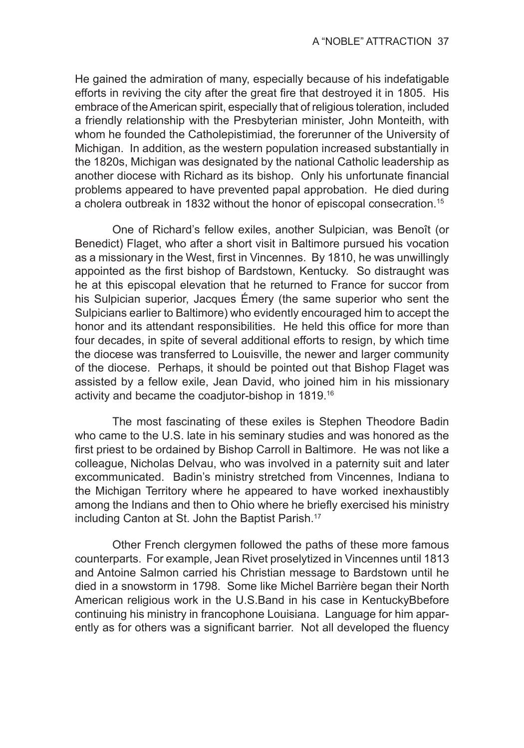He gained the admiration of many, especially because of his indefatigable efforts in reviving the city after the great fire that destroyed it in 1805. His embrace of the American spirit, especially that of religious toleration, included a friendly relationship with the Presbyterian minister, John Monteith, with whom he founded the Catholepistimiad, the forerunner of the University of Michigan. In addition, as the western population increased substantially in the 1820s, Michigan was designated by the national Catholic leadership as another diocese with Richard as its bishop. Only his unfortunate financial problems appeared to have prevented papal approbation. He died during a cholera outbreak in 1832 without the honor of episcopal consecration.[15]

One of Richard's fellow exiles, another Sulpician, was Benoît (or Benedict) Flaget, who after a short visit in Baltimore pursued his vocation as a missionary in the West, first in Vincennes. By 1810, he was unwillingly appointed as the first bishop of Bardstown, Kentucky. So distraught was he at this episcopal elevation that he returned to France for succor from his Sulpician superior, Jacques Émery (the same superior who sent the Sulpicians earlier to Baltimore) who evidently encouraged him to accept the honor and its attendant responsibilities. He held this office for more than four decades, in spite of several additional efforts to resign, by which time the diocese was transferred to Louisville, the newer and larger community of the diocese. Perhaps, it should be pointed out that Bishop Flaget was assisted by a fellow exile, Jean David, who joined him in his missionary activity and became the coadjutor-bishop in 1819.[16]

The most fascinating of these exiles is Stephen Theodore Badin who came to the U.S. late in his seminary studies and was honored as the first priest to be ordained by Bishop Carroll in Baltimore. He was not like a colleague, Nicholas Delvau, who was involved in a paternity suit and later excommunicated. Badin's ministry stretched from Vincennes, Indiana to the Michigan Territory where he appeared to have worked inexhaustibly among the Indians and then to Ohio where he briefly exercised his ministry including Canton at St. John the Baptist Parish.[17]

Other French clergymen followed the paths of these more famous counterparts. For example, Jean Rivet proselytized in Vincennes until 1813 and Antoine Salmon carried his Christian message to Bardstown until he died in a snowstorm in 1798. Some like Michel Barrière began their North American religious work in the U.S.Band in his case in KentuckyBbefore continuing his ministry in francophone Louisiana. Language for him apparently as for others was a significant barrier. Not all developed the fluency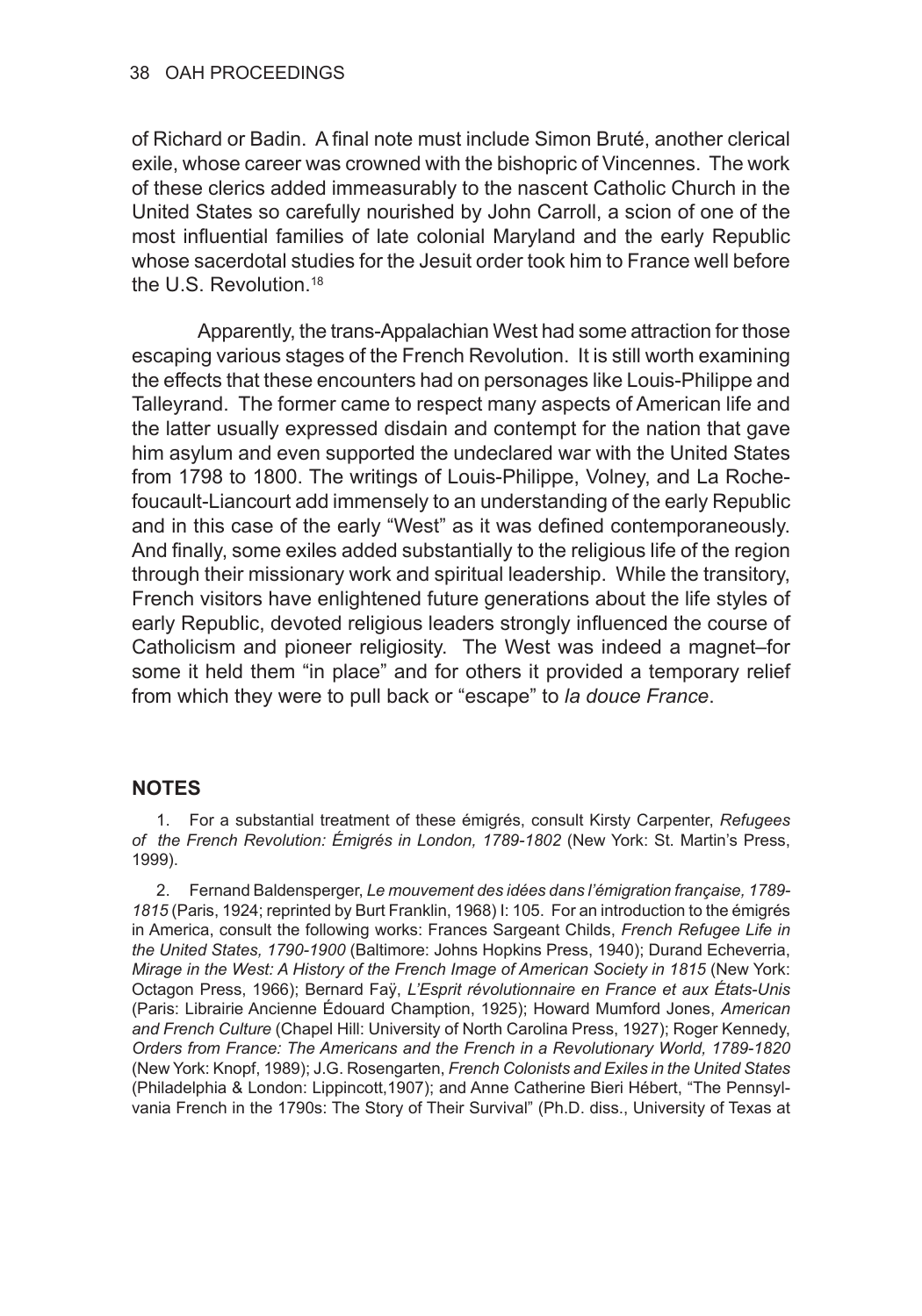of Richard or Badin. A final note must include Simon Bruté, another clerical exile, whose career was crowned with the bishopric of Vincennes. The work of these clerics added immeasurably to the nascent Catholic Church in the United States so carefully nourished by John Carroll, a scion of one of the most influential families of late colonial Maryland and the early Republic whose sacerdotal studies for the Jesuit order took him to France well before the U.S. Revolution.[18]

Apparently, the trans-Appalachian West had some attraction for those escaping various stages of the French Revolution. It is still worth examining the effects that these encounters had on personages like Louis-Philippe and Talleyrand. The former came to respect many aspects of American life and the latter usually expressed disdain and contempt for the nation that gave him asylum and even supported the undeclared war with the United States from 1798 to 1800. The writings of Louis-Philippe, Volney, and La Rochefoucault-Liancourt add immensely to an understanding of the early Republic and in this case of the early "West" as it was defined contemporaneously. And finally, some exiles added substantially to the religious life of the region through their missionary work and spiritual leadership. While the transitory, French visitors have enlightened future generations about the life styles of early Republic, devoted religious leaders strongly influenced the course of Catholicism and pioneer religiosity. The West was indeed a magnet–for some it held them "in place" and for others it provided a temporary relief from which they were to pull back or "escape" to *la douce France*.

## NOTES

1. For a substantial treatment of these émigrés, consult Kirsty Carpenter, *Refugees of the French Revolution: Émigrés in London, 1789-1802* (New York: St. Martin's Press, 1999).

2. Fernand Baldensperger, *Le mouvement des idées dans l'émigration française, 1789-1815* (Paris, 1924; reprinted by Burt Franklin, 1968) I: 105. For an introduction to the émigrés in America, consult the following works: Frances Sargeant Childs, *French Refugee Life in the United States, 1790-1900* (Baltimore: Johns Hopkins Press, 1940); Durand Echeverria, *Mirage in the West: A History of the French Image of American Society in 1815* (New York: Octagon Press, 1966); Bernard Faÿ, *L'Esprit révolutionnaire en France et aux États-Unis* (Paris: Librairie Ancienne Édouard Chamption, 1925); Howard Mumford Jones, *American and French Culture* (Chapel Hill: University of North Carolina Press, 1927); Roger Kennedy, *Orders from France: The Americans and the French in a Revolutionary World, 1789-1820* (New York: Knopf, 1989); J.G. Rosengarten, *French Colonists and Exiles in the United States* (Philadelphia & London: Lippincott,1907); and Anne Catherine Bieri Hébert, "The Pennsylvania French in the 1790s: The Story of Their Survival" (Ph.D. diss., University of Texas at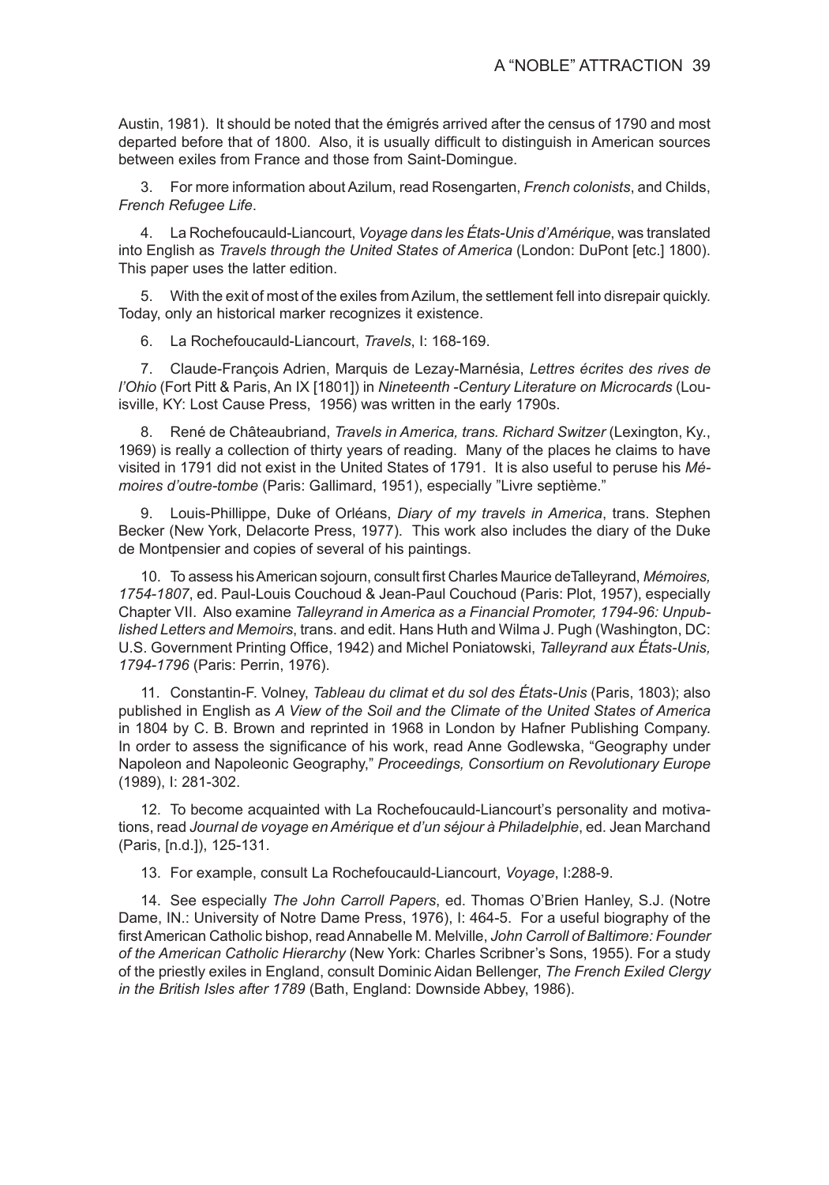Austin, 1981). It should be noted that the émigrés arrived after the census of 1790 and most departed before that of 1800. Also, it is usually difficult to distinguish in American sources between exiles from France and those from Saint-Domingue.

3. For more information about Azilum, read Rosengarten, *French colonists*, and Childs, *French Refugee Life*.

4. La Rochefoucauld-Liancourt, *Voyage dans les États-Unis d'Amérique*, was translated into English as *Travels through the United States of America* (London: DuPont [etc.] 1800). This paper uses the latter edition.

5. With the exit of most of the exiles from Azilum, the settlement fell into disrepair quickly. Today, only an historical marker recognizes it existence.

6. La Rochefoucauld-Liancourt, *Travels*, I: 168-169.

7. Claude-François Adrien, Marquis de Lezay-Marnésia, *Lettres écrites des rives de l'Ohio* (Fort Pitt & Paris, An IX [1801]) in *Nineteenth -Century Literature on Microcards* (Louisville, KY: Lost Cause Press, 1956) was written in the early 1790s.

8. René de Châteaubriand, *Travels in America, trans. Richard Switzer* (Lexington, Ky., 1969) is really a collection of thirty years of reading. Many of the places he claims to have visited in 1791 did not exist in the United States of 1791. It is also useful to peruse his *Mémoires d'outre-tombe* (Paris: Gallimard, 1951), especially "Livre septième."

9. Louis-Phillippe, Duke of Orléans, *Diary of my travels in America*, trans. Stephen Becker (New York, Delacorte Press, 1977). This work also includes the diary of the Duke de Montpensier and copies of several of his paintings.

10. To assess his American sojourn, consult first Charles Maurice deTalleyrand, *Mémoires, 1754-1807*, ed. Paul-Louis Couchoud & Jean-Paul Couchoud (Paris: Plot, 1957), especially Chapter VII. Also examine *Talleyrand in America as a Financial Promoter, 1794-96: Unpublished Letters and Memoirs*, trans. and edit. Hans Huth and Wilma J. Pugh (Washington, DC: U.S. Government Printing Office, 1942) and Michel Poniatowski, *Talleyrand aux États-Unis, 1794-1796* (Paris: Perrin, 1976).

11. Constantin-F. Volney, *Tableau du climat et du sol des États-Unis* (Paris, 1803); also published in English as *A View of the Soil and the Climate of the United States of America* in 1804 by C. B. Brown and reprinted in 1968 in London by Hafner Publishing Company. In order to assess the significance of his work, read Anne Godlewska, "Geography under Napoleon and Napoleonic Geography," *Proceedings, Consortium on Revolutionary Europe* (1989), I: 281-302.

12. To become acquainted with La Rochefoucauld-Liancourt's personality and motivations, read *Journal de voyage en Amérique et d'un séjour à Philadelphie*, ed. Jean Marchand (Paris, [n.d.]), 125-131.

13. For example, consult La Rochefoucauld-Liancourt, *Voyage*, I:288-9.

14. See especially *The John Carroll Papers*, ed. Thomas O'Brien Hanley, S.J. (Notre Dame, IN.: University of Notre Dame Press, 1976), I: 464-5. For a useful biography of the first American Catholic bishop, read Annabelle M. Melville, *John Carroll of Baltimore: Founder of the American Catholic Hierarchy* (New York: Charles Scribner's Sons, 1955). For a study of the priestly exiles in England, consult Dominic Aidan Bellenger, *The French Exiled Clergy in the British Isles after 1789* (Bath, England: Downside Abbey, 1986).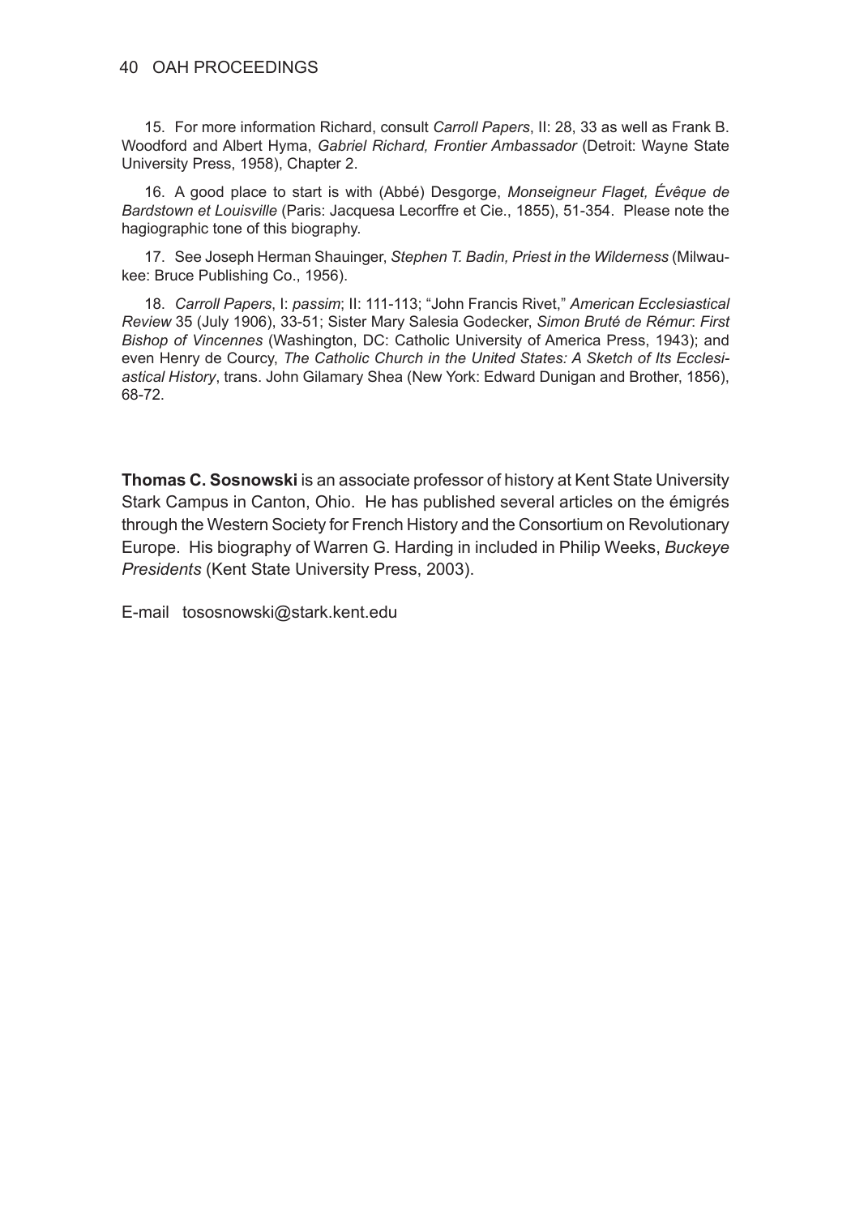15. For more information Richard, consult *Carroll Papers*, II: 28, 33 as well as Frank B. Woodford and Albert Hyma, *Gabriel Richard, Frontier Ambassador* (Detroit: Wayne State University Press, 1958), Chapter 2.

16. A good place to start is with (Abbé) Desgorge, *Monseigneur Flaget, Évêque de Bardstown et Louisville* (Paris: Jacquesa Lecorffre et Cie., 1855), 51-354. Please note the hagiographic tone of this biography.

17. See Joseph Herman Shauinger, *Stephen T. Badin, Priest in the Wilderness* (Milwaukee: Bruce Publishing Co., 1956).

18. *Carroll Papers*, I: *passim*; II: 111-113; "John Francis Rivet," *American Ecclesiastical Review* 35 (July 1906), 33-51; Sister Mary Salesia Godecker, *Simon Bruté de Rémur*: *First Bishop of Vincennes* (Washington, DC: Catholic University of America Press, 1943); and even Henry de Courcy, *The Catholic Church in the United States: A Sketch of Its Ecclesiastical History*, trans. John Gilamary Shea (New York: Edward Dunigan and Brother, 1856), 68-72.

**Thomas C. Sosnowski** is an associate professor of history at Kent State University Stark Campus in Canton, Ohio. He has published several articles on the émigrés through the Western Society for French History and the Consortium on Revolutionary Europe. His biography of Warren G. Harding in included in Philip Weeks, *Buckeye Presidents* (Kent State University Press, 2003).

E-mail tososnowski@stark.kent.edu